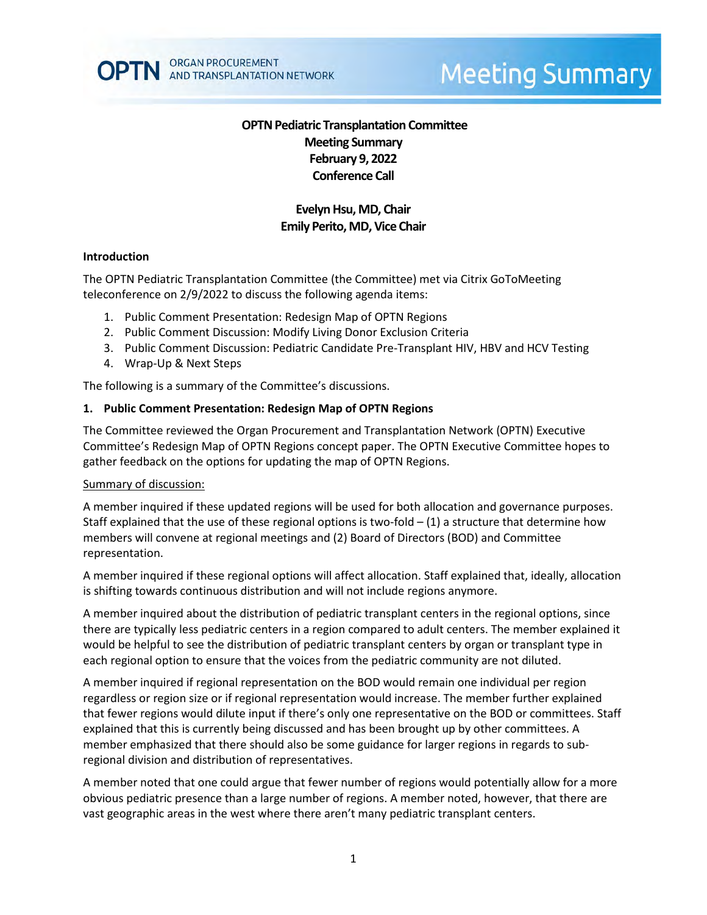# OPTN Pediatric Transplantation Committee
## Meeting Summary
## February 9, 2022
## Conference Call

**Evelyn Hsu, MD, Chair**
**Emily Perito, MD, Vice Chair**

### Introduction

The OPTN Pediatric Transplantation Committee (the Committee) met via Citrix GoToMeeting teleconference on 2/9/2022 to discuss the following agenda items:

1. Public Comment Presentation: Redesign Map of OPTN Regions
2. Public Comment Discussion: Modify Living Donor Exclusion Criteria
3. Public Comment Discussion: Pediatric Candidate Pre-Transplant HIV, HBV and HCV Testing
4. Wrap-Up & Next Steps

The following is a summary of the Committee's discussions.

### 1. Public Comment Presentation: Redesign Map of OPTN Regions

The Committee reviewed the Organ Procurement and Transplantation Network (OPTN) Executive Committee's Redesign Map of OPTN Regions concept paper. The OPTN Executive Committee hopes to gather feedback on the options for updating the map of OPTN Regions.

Summary of discussion:

A member inquired if these updated regions will be used for both allocation and governance purposes. Staff explained that the use of these regional options is two-fold – (1) a structure that determine how members will convene at regional meetings and (2) Board of Directors (BOD) and Committee representation.

A member inquired if these regional options will affect allocation. Staff explained that, ideally, allocation is shifting towards continuous distribution and will not include regions anymore.

A member inquired about the distribution of pediatric transplant centers in the regional options, since there are typically less pediatric centers in a region compared to adult centers. The member explained it would be helpful to see the distribution of pediatric transplant centers by organ or transplant type in each regional option to ensure that the voices from the pediatric community are not diluted.

A member inquired if regional representation on the BOD would remain one individual per region regardless or region size or if regional representation would increase. The member further explained that fewer regions would dilute input if there's only one representative on the BOD or committees. Staff explained that this is currently being discussed and has been brought up by other committees. A member emphasized that there should also be some guidance for larger regions in regards to sub-regional division and distribution of representatives.

A member noted that one could argue that fewer number of regions would potentially allow for a more obvious pediatric presence than a large number of regions. A member noted, however, that there are vast geographic areas in the west where there aren't many pediatric transplant centers.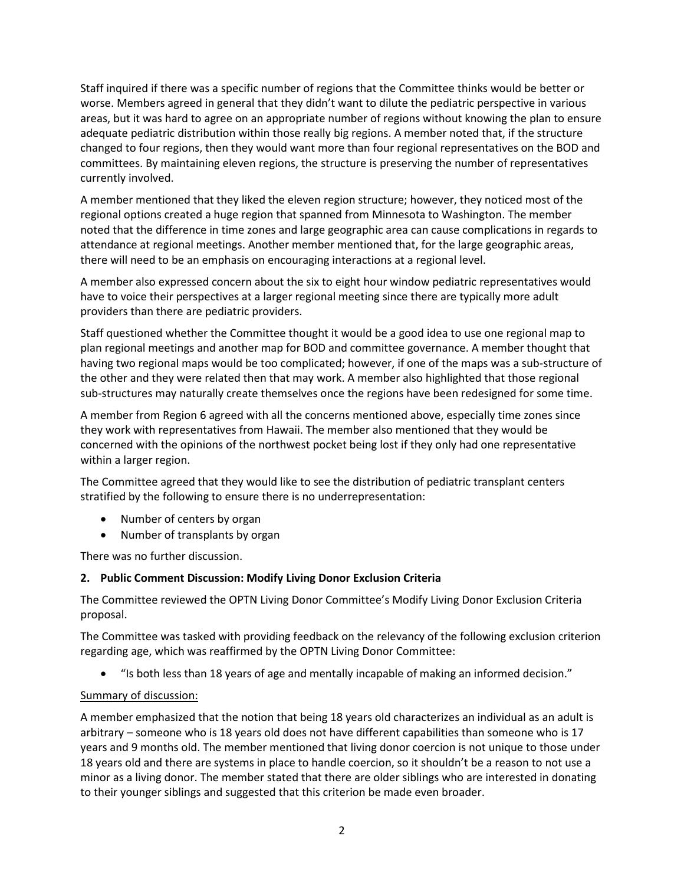Staff inquired if there was a specific number of regions that the Committee thinks would be better or worse. Members agreed in general that they didn't want to dilute the pediatric perspective in various areas, but it was hard to agree on an appropriate number of regions without knowing the plan to ensure adequate pediatric distribution within those really big regions. A member noted that, if the structure changed to four regions, then they would want more than four regional representatives on the BOD and committees. By maintaining eleven regions, the structure is preserving the number of representatives currently involved.

A member mentioned that they liked the eleven region structure; however, they noticed most of the regional options created a huge region that spanned from Minnesota to Washington. The member noted that the difference in time zones and large geographic area can cause complications in regards to attendance at regional meetings. Another member mentioned that, for the large geographic areas, there will need to be an emphasis on encouraging interactions at a regional level.

A member also expressed concern about the six to eight hour window pediatric representatives would have to voice their perspectives at a larger regional meeting since there are typically more adult providers than there are pediatric providers.

Staff questioned whether the Committee thought it would be a good idea to use one regional map to plan regional meetings and another map for BOD and committee governance. A member thought that having two regional maps would be too complicated; however, if one of the maps was a sub-structure of the other and they were related then that may work. A member also highlighted that those regional sub-structures may naturally create themselves once the regions have been redesigned for some time.

A member from Region 6 agreed with all the concerns mentioned above, especially time zones since they work with representatives from Hawaii. The member also mentioned that they would be concerned with the opinions of the northwest pocket being lost if they only had one representative within a larger region.

The Committee agreed that they would like to see the distribution of pediatric transplant centers stratified by the following to ensure there is no underrepresentation:

- Number of centers by organ
- Number of transplants by organ

There was no further discussion.

**2. Public Comment Discussion: Modify Living Donor Exclusion Criteria**

The Committee reviewed the OPTN Living Donor Committee's Modify Living Donor Exclusion Criteria proposal.

The Committee was tasked with providing feedback on the relevancy of the following exclusion criterion regarding age, which was reaffirmed by the OPTN Living Donor Committee:

- "Is both less than 18 years of age and mentally incapable of making an informed decision."

Summary of discussion:

A member emphasized that the notion that being 18 years old characterizes an individual as an adult is arbitrary – someone who is 18 years old does not have different capabilities than someone who is 17 years and 9 months old. The member mentioned that living donor coercion is not unique to those under 18 years old and there are systems in place to handle coercion, so it shouldn't be a reason to not use a minor as a living donor. The member stated that there are older siblings who are interested in donating to their younger siblings and suggested that this criterion be made even broader.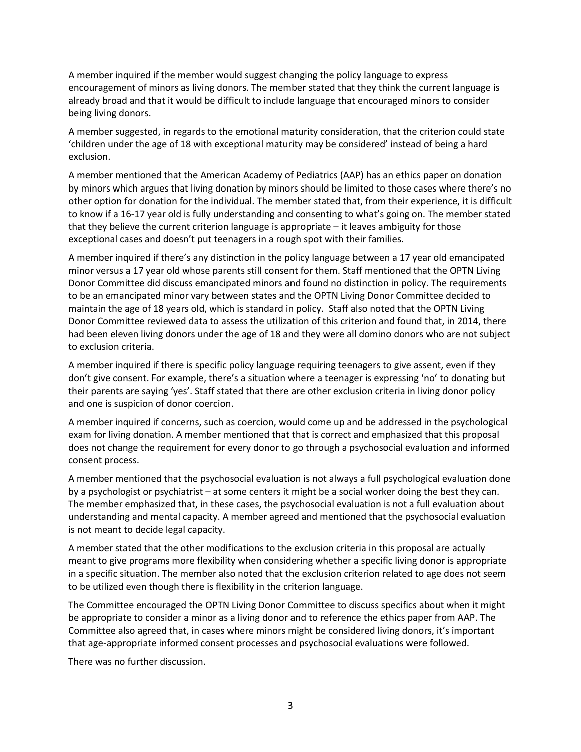A member inquired if the member would suggest changing the policy language to express encouragement of minors as living donors. The member stated that they think the current language is already broad and that it would be difficult to include language that encouraged minors to consider being living donors.

A member suggested, in regards to the emotional maturity consideration, that the criterion could state 'children under the age of 18 with exceptional maturity may be considered' instead of being a hard exclusion.

A member mentioned that the American Academy of Pediatrics (AAP) has an ethics paper on donation by minors which argues that living donation by minors should be limited to those cases where there's no other option for donation for the individual. The member stated that, from their experience, it is difficult to know if a 16-17 year old is fully understanding and consenting to what's going on. The member stated that they believe the current criterion language is appropriate – it leaves ambiguity for those exceptional cases and doesn't put teenagers in a rough spot with their families.

A member inquired if there's any distinction in the policy language between a 17 year old emancipated minor versus a 17 year old whose parents still consent for them. Staff mentioned that the OPTN Living Donor Committee did discuss emancipated minors and found no distinction in policy. The requirements to be an emancipated minor vary between states and the OPTN Living Donor Committee decided to maintain the age of 18 years old, which is standard in policy. Staff also noted that the OPTN Living Donor Committee reviewed data to assess the utilization of this criterion and found that, in 2014, there had been eleven living donors under the age of 18 and they were all domino donors who are not subject to exclusion criteria.

A member inquired if there is specific policy language requiring teenagers to give assent, even if they don't give consent. For example, there's a situation where a teenager is expressing 'no' to donating but their parents are saying 'yes'. Staff stated that there are other exclusion criteria in living donor policy and one is suspicion of donor coercion.

A member inquired if concerns, such as coercion, would come up and be addressed in the psychological exam for living donation. A member mentioned that that is correct and emphasized that this proposal does not change the requirement for every donor to go through a psychosocial evaluation and informed consent process.

A member mentioned that the psychosocial evaluation is not always a full psychological evaluation done by a psychologist or psychiatrist – at some centers it might be a social worker doing the best they can. The member emphasized that, in these cases, the psychosocial evaluation is not a full evaluation about understanding and mental capacity. A member agreed and mentioned that the psychosocial evaluation is not meant to decide legal capacity.

A member stated that the other modifications to the exclusion criteria in this proposal are actually meant to give programs more flexibility when considering whether a specific living donor is appropriate in a specific situation. The member also noted that the exclusion criterion related to age does not seem to be utilized even though there is flexibility in the criterion language.

The Committee encouraged the OPTN Living Donor Committee to discuss specifics about when it might be appropriate to consider a minor as a living donor and to reference the ethics paper from AAP. The Committee also agreed that, in cases where minors might be considered living donors, it's important that age-appropriate informed consent processes and psychosocial evaluations were followed.

There was no further discussion.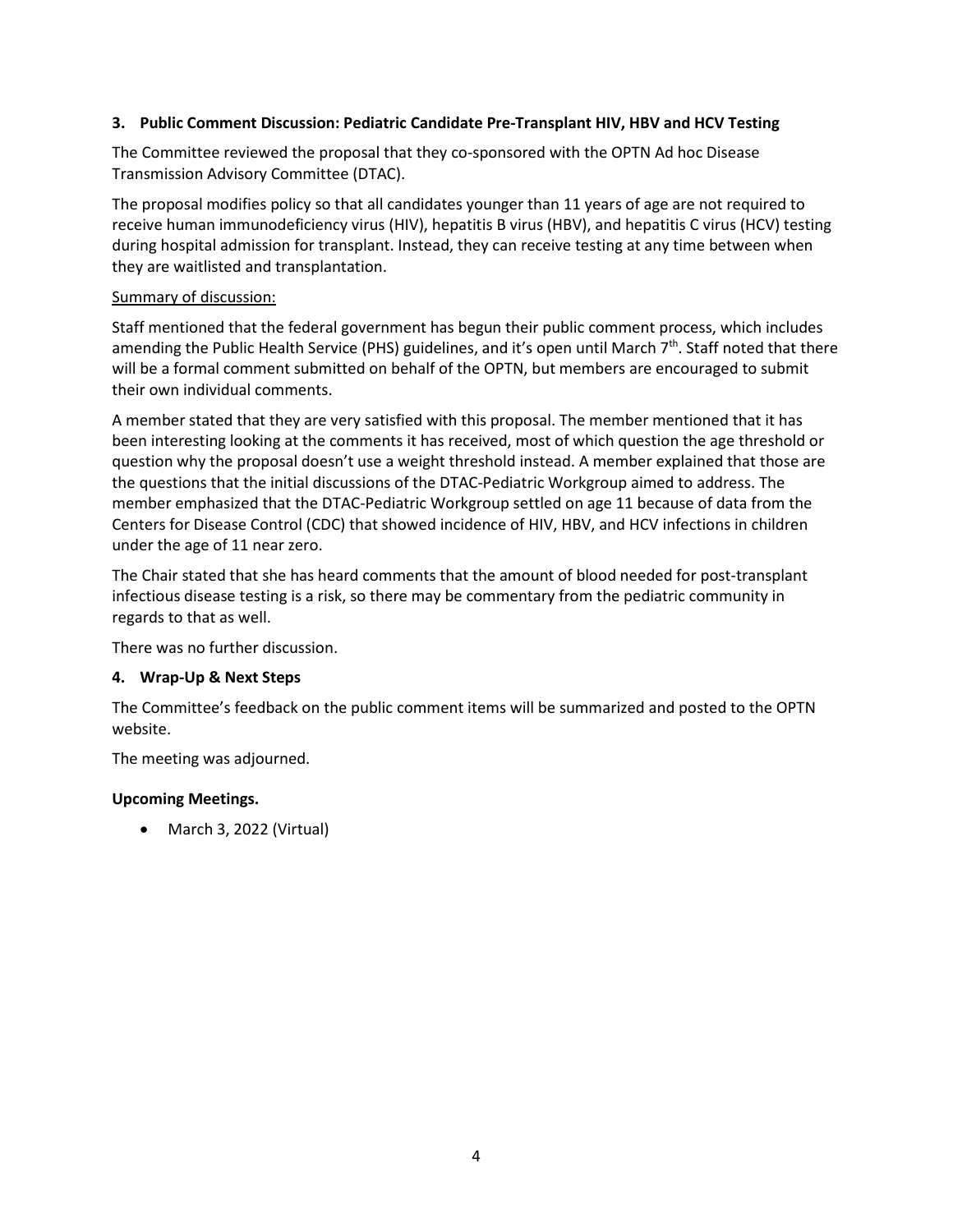### 3. Public Comment Discussion: Pediatric Candidate Pre-Transplant HIV, HBV and HCV Testing

The Committee reviewed the proposal that they co-sponsored with the OPTN Ad hoc Disease Transmission Advisory Committee (DTAC).

The proposal modifies policy so that all candidates younger than 11 years of age are not required to receive human immunodeficiency virus (HIV), hepatitis B virus (HBV), and hepatitis C virus (HCV) testing during hospital admission for transplant. Instead, they can receive testing at any time between when they are waitlisted and transplantation.

Summary of discussion:

Staff mentioned that the federal government has begun their public comment process, which includes amending the Public Health Service (PHS) guidelines, and it's open until March 7th. Staff noted that there will be a formal comment submitted on behalf of the OPTN, but members are encouraged to submit their own individual comments.

A member stated that they are very satisfied with this proposal. The member mentioned that it has been interesting looking at the comments it has received, most of which question the age threshold or question why the proposal doesn't use a weight threshold instead. A member explained that those are the questions that the initial discussions of the DTAC-Pediatric Workgroup aimed to address. The member emphasized that the DTAC-Pediatric Workgroup settled on age 11 because of data from the Centers for Disease Control (CDC) that showed incidence of HIV, HBV, and HCV infections in children under the age of 11 near zero.

The Chair stated that she has heard comments that the amount of blood needed for post-transplant infectious disease testing is a risk, so there may be commentary from the pediatric community in regards to that as well.

There was no further discussion.

### 4. Wrap-Up & Next Steps

The Committee's feedback on the public comment items will be summarized and posted to the OPTN website.

The meeting was adjourned.

### Upcoming Meetings.

- March 3, 2022 (Virtual)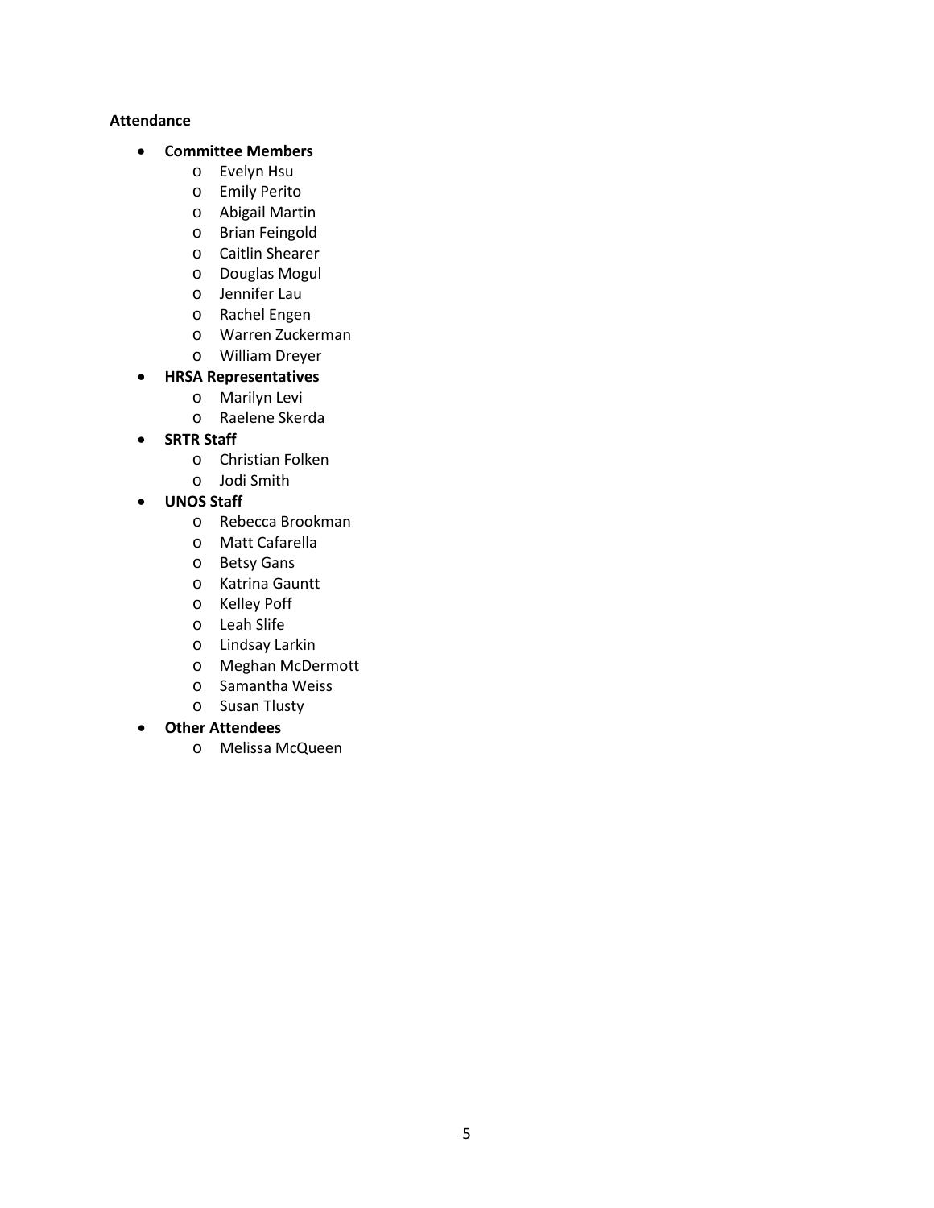**Attendance**

- **Committee Members**
  - Evelyn Hsu
  - Emily Perito
  - Abigail Martin
  - Brian Feingold
  - Caitlin Shearer
  - Douglas Mogul
  - Jennifer Lau
  - Rachel Engen
  - Warren Zuckerman
  - William Dreyer
- **HRSA Representatives**
  - Marilyn Levi
  - Raelene Skerda
- **SRTR Staff**
  - Christian Folken
  - Jodi Smith
- **UNOS Staff**
  - Rebecca Brookman
  - Matt Cafarella
  - Betsy Gans
  - Katrina Gauntt
  - Kelley Poff
  - Leah Slife
  - Lindsay Larkin
  - Meghan McDermott
  - Samantha Weiss
  - Susan Tlusty
- **Other Attendees**
  - Melissa McQueen